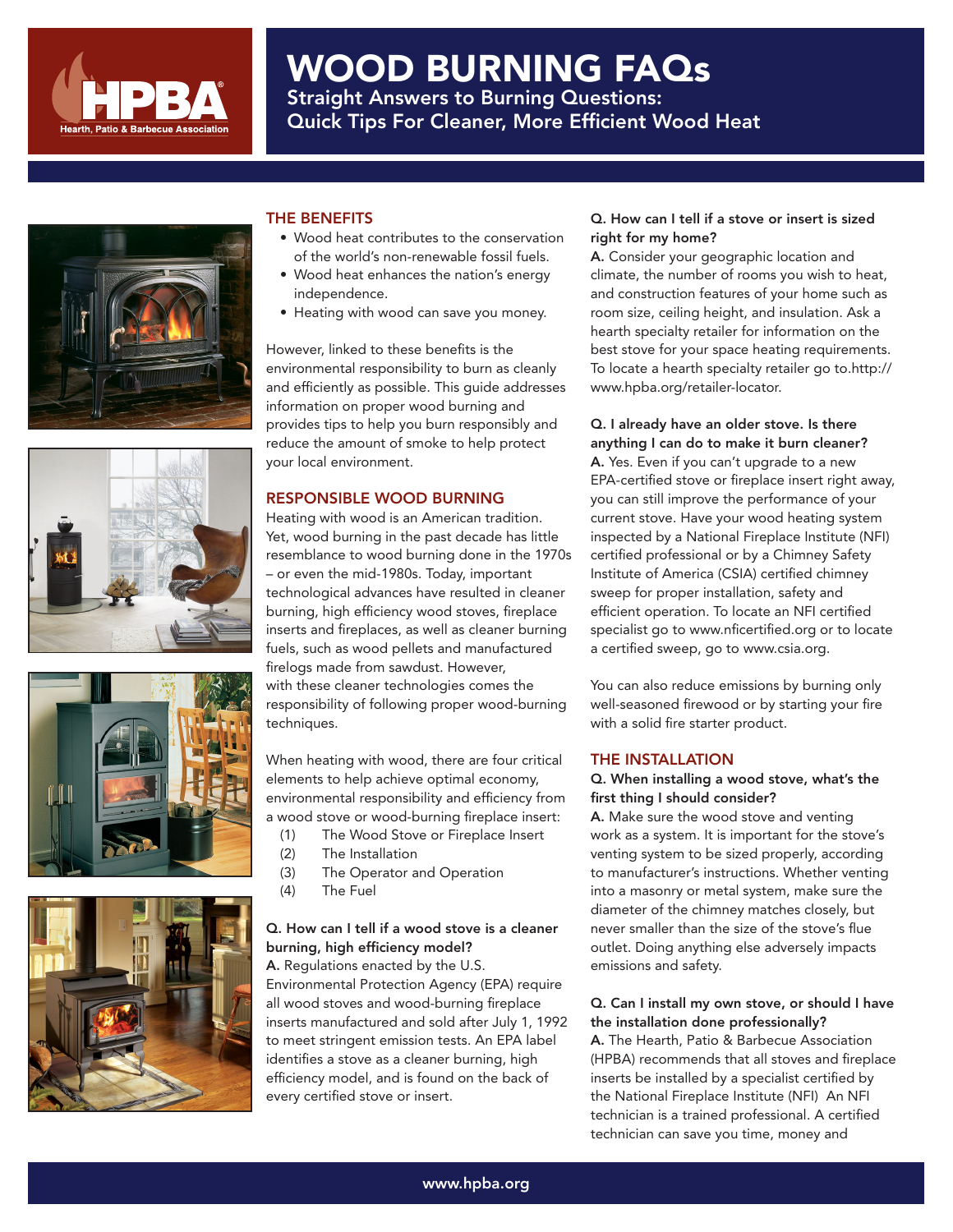# WOOD BURNING FAQs

## Straight Answers to Burning Questions: Quick Tips For Cleaner, More Efficient Wood Heat

## THE BENEFITS

- Wood heat contributes to the conservation of the world's non-renewable fossil fuels.
- Wood heat enhances the nation's energy independence.
- Heating with wood can save you money.

However, linked to these benefits is the environmental responsibility to burn as cleanly and efficiently as possible. This guide addresses information on proper wood burning and provides tips to help you burn responsibly and reduce the amount of smoke to help protect your local environment.

## RESPONSIBLE WOOD BURNING

Heating with wood is an American tradition. Yet, wood burning in the past decade has little resemblance to wood burning done in the 1970s – or even the mid-1980s. Today, important technological advances have resulted in cleaner burning, high efficiency wood stoves, fireplace inserts and fireplaces, as well as cleaner burning fuels, such as wood pellets and manufactured firelogs made from sawdust. However, with these cleaner technologies comes the responsibility of following proper wood-burning techniques.

When heating with wood, there are four critical elements to help achieve optimal economy, environmental responsibility and efficiency from a wood stove or wood-burning fireplace insert:

(1) The Wood Stove or Fireplace Insert
(2) The Installation
(3) The Operator and Operation
(4) The Fuel

**Q. How can I tell if a wood stove is a cleaner burning, high efficiency model?**
**A.** Regulations enacted by the U.S. Environmental Protection Agency (EPA) require all wood stoves and wood-burning fireplace inserts manufactured and sold after July 1, 1992 to meet stringent emission tests. An EPA label identifies a stove as a cleaner burning, high efficiency model, and is found on the back of every certified stove or insert.

**Q. How can I tell if a stove or insert is sized right for my home?**
**A.** Consider your geographic location and climate, the number of rooms you wish to heat, and construction features of your home such as room size, ceiling height, and insulation. Ask a hearth specialty retailer for information on the best stove for your space heating requirements. To locate a hearth specialty retailer go to.http://www.hpba.org/retailer-locator.

**Q. I already have an older stove. Is there anything I can do to make it burn cleaner?**
**A.** Yes. Even if you can't upgrade to a new EPA-certified stove or fireplace insert right away, you can still improve the performance of your current stove. Have your wood heating system inspected by a National Fireplace Institute (NFI) certified professional or by a Chimney Safety Institute of America (CSIA) certified chimney sweep for proper installation, safety and efficient operation. To locate an NFI certified specialist go to www.nficertified.org or to locate a certified sweep, go to www.csia.org.

You can also reduce emissions by burning only well-seasoned firewood or by starting your fire with a solid fire starter product.

## THE INSTALLATION

**Q. When installing a wood stove, what's the first thing I should consider?**
**A.** Make sure the wood stove and venting work as a system. It is important for the stove's venting system to be sized properly, according to manufacturer's instructions. Whether venting into a masonry or metal system, make sure the diameter of the chimney matches closely, but never smaller than the size of the stove's flue outlet. Doing anything else adversely impacts emissions and safety.

**Q. Can I install my own stove, or should I have the installation done professionally?**
**A.** The Hearth, Patio & Barbecue Association (HPBA) recommends that all stoves and fireplace inserts be installed by a specialist certified by the National Fireplace Institute (NFI) An NFI technician is a trained professional. A certified technician can save you time, money and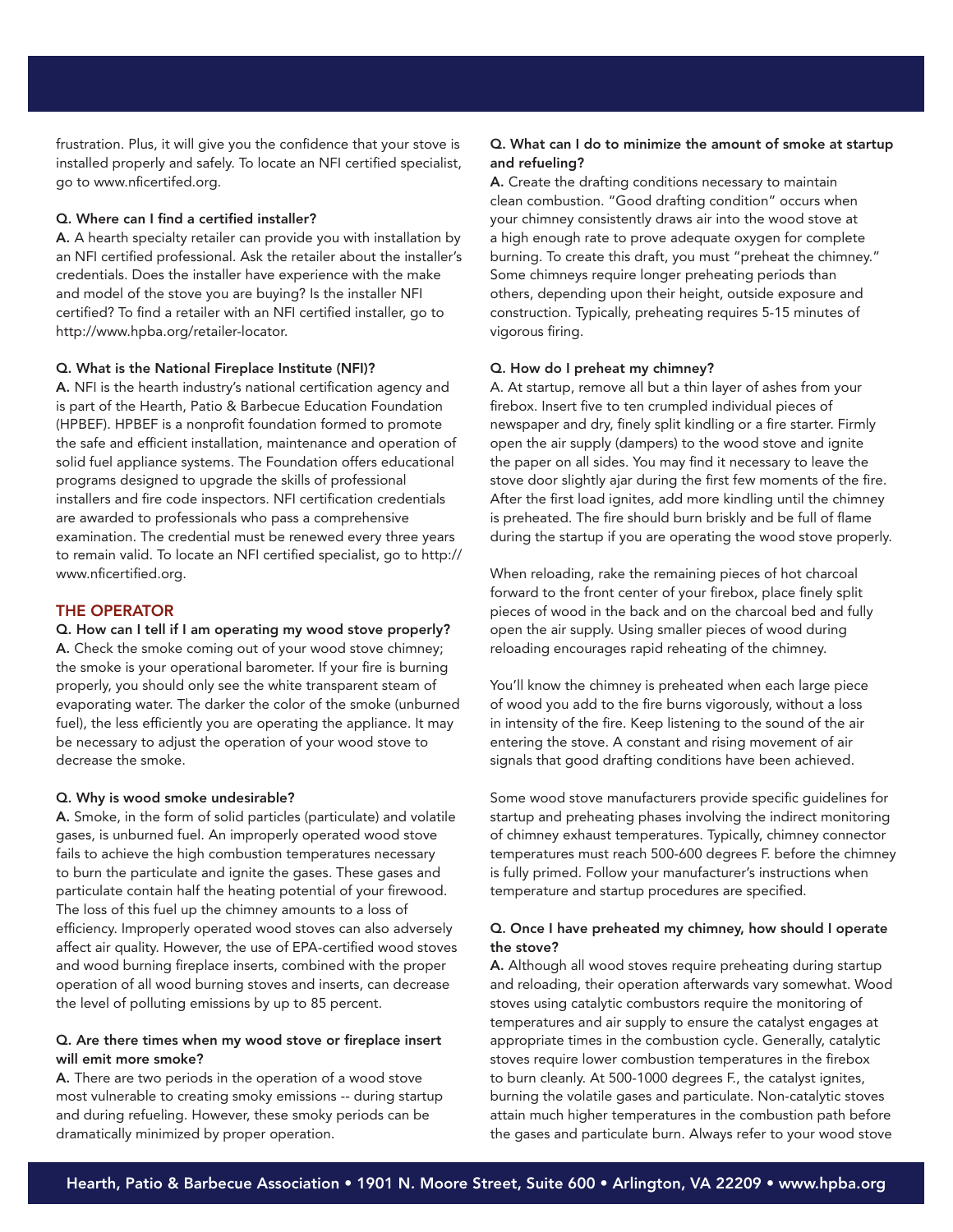frustration. Plus, it will give you the confidence that your stove is installed properly and safely. To locate an NFI certified specialist, go to www.nficertifed.org.

**Q. Where can I find a certified installer?**

**A.** A hearth specialty retailer can provide you with installation by an NFI certified professional. Ask the retailer about the installer's credentials. Does the installer have experience with the make and model of the stove you are buying? Is the installer NFI certified? To find a retailer with an NFI certified installer, go to http://www.hpba.org/retailer-locator.

**Q. What is the National Fireplace Institute (NFI)?**

**A.** NFI is the hearth industry's national certification agency and is part of the Hearth, Patio & Barbecue Education Foundation (HPBEF). HPBEF is a nonprofit foundation formed to promote the safe and efficient installation, maintenance and operation of solid fuel appliance systems. The Foundation offers educational programs designed to upgrade the skills of professional installers and fire code inspectors. NFI certification credentials are awarded to professionals who pass a comprehensive examination. The credential must be renewed every three years to remain valid. To locate an NFI certified specialist, go to http://www.nficertified.org.

## THE OPERATOR

**Q. How can I tell if I am operating my wood stove properly?**

**A.** Check the smoke coming out of your wood stove chimney; the smoke is your operational barometer. If your fire is burning properly, you should only see the white transparent steam of evaporating water. The darker the color of the smoke (unburned fuel), the less efficiently you are operating the appliance. It may be necessary to adjust the operation of your wood stove to decrease the smoke.

**Q. Why is wood smoke undesirable?**

**A.** Smoke, in the form of solid particles (particulate) and volatile gases, is unburned fuel. An improperly operated wood stove fails to achieve the high combustion temperatures necessary to burn the particulate and ignite the gases. These gases and particulate contain half the heating potential of your firewood. The loss of this fuel up the chimney amounts to a loss of efficiency. Improperly operated wood stoves can also adversely affect air quality. However, the use of EPA-certified wood stoves and wood burning fireplace inserts, combined with the proper operation of all wood burning stoves and inserts, can decrease the level of polluting emissions by up to 85 percent.

**Q. Are there times when my wood stove or fireplace insert will emit more smoke?**

**A.** There are two periods in the operation of a wood stove most vulnerable to creating smoky emissions -- during startup and during refueling. However, these smoky periods can be dramatically minimized by proper operation.

**Q. What can I do to minimize the amount of smoke at startup and refueling?**

**A.** Create the drafting conditions necessary to maintain clean combustion. "Good drafting condition" occurs when your chimney consistently draws air into the wood stove at a high enough rate to prove adequate oxygen for complete burning. To create this draft, you must "preheat the chimney." Some chimneys require longer preheating periods than others, depending upon their height, outside exposure and construction. Typically, preheating requires 5-15 minutes of vigorous firing.

**Q. How do I preheat my chimney?**

A. At startup, remove all but a thin layer of ashes from your firebox. Insert five to ten crumpled individual pieces of newspaper and dry, finely split kindling or a fire starter. Firmly open the air supply (dampers) to the wood stove and ignite the paper on all sides. You may find it necessary to leave the stove door slightly ajar during the first few moments of the fire. After the first load ignites, add more kindling until the chimney is preheated. The fire should burn briskly and be full of flame during the startup if you are operating the wood stove properly.

When reloading, rake the remaining pieces of hot charcoal forward to the front center of your firebox, place finely split pieces of wood in the back and on the charcoal bed and fully open the air supply. Using smaller pieces of wood during reloading encourages rapid reheating of the chimney.

You'll know the chimney is preheated when each large piece of wood you add to the fire burns vigorously, without a loss in intensity of the fire. Keep listening to the sound of the air entering the stove. A constant and rising movement of air signals that good drafting conditions have been achieved.

Some wood stove manufacturers provide specific guidelines for startup and preheating phases involving the indirect monitoring of chimney exhaust temperatures. Typically, chimney connector temperatures must reach 500-600 degrees F. before the chimney is fully primed. Follow your manufacturer's instructions when temperature and startup procedures are specified.

**Q. Once I have preheated my chimney, how should I operate the stove?**

**A.** Although all wood stoves require preheating during startup and reloading, their operation afterwards vary somewhat. Wood stoves using catalytic combustors require the monitoring of temperatures and air supply to ensure the catalyst engages at appropriate times in the combustion cycle. Generally, catalytic stoves require lower combustion temperatures in the firebox to burn cleanly. At 500-1000 degrees F., the catalyst ignites, burning the volatile gases and particulate. Non-catalytic stoves attain much higher temperatures in the combustion path before the gases and particulate burn. Always refer to your wood stove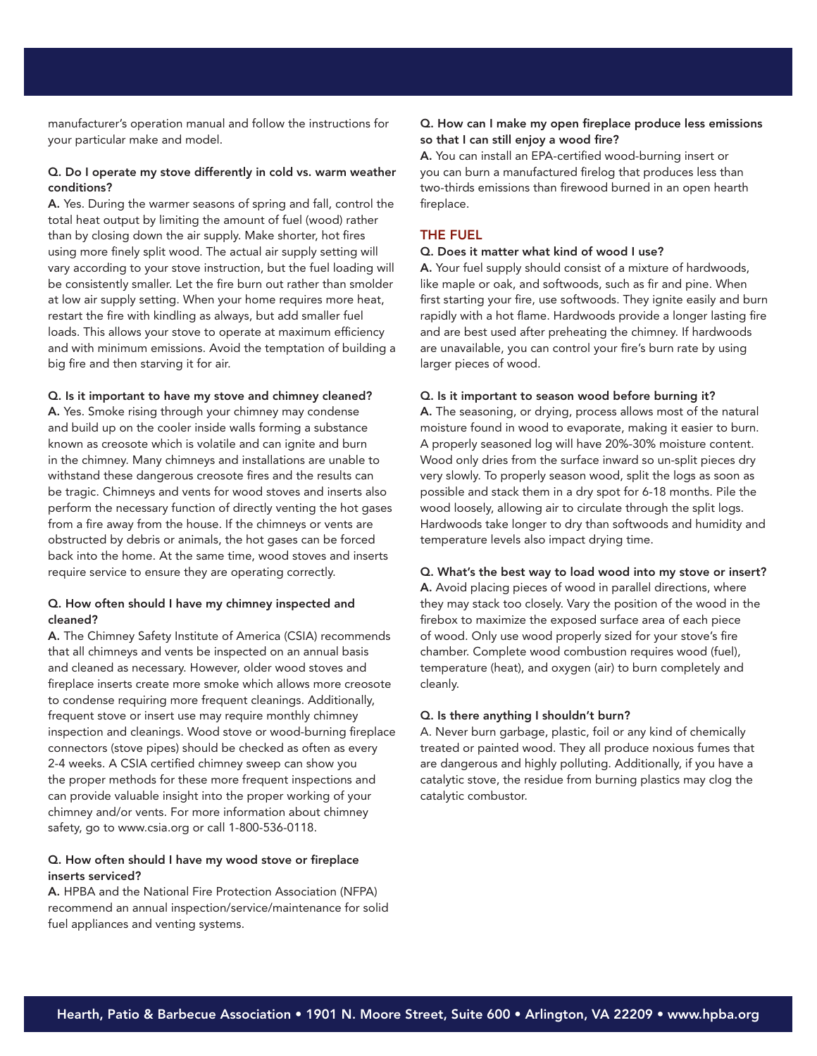manufacturer's operation manual and follow the instructions for your particular make and model.

**Q. Do I operate my stove differently in cold vs. warm weather conditions?**

**A.** Yes. During the warmer seasons of spring and fall, control the total heat output by limiting the amount of fuel (wood) rather than by closing down the air supply. Make shorter, hot fires using more finely split wood. The actual air supply setting will vary according to your stove instruction, but the fuel loading will be consistently smaller. Let the fire burn out rather than smolder at low air supply setting. When your home requires more heat, restart the fire with kindling as always, but add smaller fuel loads. This allows your stove to operate at maximum efficiency and with minimum emissions. Avoid the temptation of building a big fire and then starving it for air.

**Q. Is it important to have my stove and chimney cleaned?**

**A.** Yes. Smoke rising through your chimney may condense and build up on the cooler inside walls forming a substance known as creosote which is volatile and can ignite and burn in the chimney. Many chimneys and installations are unable to withstand these dangerous creosote fires and the results can be tragic. Chimneys and vents for wood stoves and inserts also perform the necessary function of directly venting the hot gases from a fire away from the house. If the chimneys or vents are obstructed by debris or animals, the hot gases can be forced back into the home. At the same time, wood stoves and inserts require service to ensure they are operating correctly.

**Q. How often should I have my chimney inspected and cleaned?**

**A.** The Chimney Safety Institute of America (CSIA) recommends that all chimneys and vents be inspected on an annual basis and cleaned as necessary. However, older wood stoves and fireplace inserts create more smoke which allows more creosote to condense requiring more frequent cleanings. Additionally, frequent stove or insert use may require monthly chimney inspection and cleanings. Wood stove or wood-burning fireplace connectors (stove pipes) should be checked as often as every 2-4 weeks. A CSIA certified chimney sweep can show you the proper methods for these more frequent inspections and can provide valuable insight into the proper working of your chimney and/or vents. For more information about chimney safety, go to www.csia.org or call 1-800-536-0118.

**Q. How often should I have my wood stove or fireplace inserts serviced?**

**A.** HPBA and the National Fire Protection Association (NFPA) recommend an annual inspection/service/maintenance for solid fuel appliances and venting systems.

**Q. How can I make my open fireplace produce less emissions so that I can still enjoy a wood fire?**

**A.** You can install an EPA-certified wood-burning insert or you can burn a manufactured firelog that produces less than two-thirds emissions than firewood burned in an open hearth fireplace.

## THE FUEL

**Q. Does it matter what kind of wood I use?**

**A.** Your fuel supply should consist of a mixture of hardwoods, like maple or oak, and softwoods, such as fir and pine. When first starting your fire, use softwoods. They ignite easily and burn rapidly with a hot flame. Hardwoods provide a longer lasting fire and are best used after preheating the chimney. If hardwoods are unavailable, you can control your fire's burn rate by using larger pieces of wood.

**Q. Is it important to season wood before burning it?**

**A.** The seasoning, or drying, process allows most of the natural moisture found in wood to evaporate, making it easier to burn. A properly seasoned log will have 20%-30% moisture content. Wood only dries from the surface inward so un-split pieces dry very slowly. To properly season wood, split the logs as soon as possible and stack them in a dry spot for 6-18 months. Pile the wood loosely, allowing air to circulate through the split logs. Hardwoods take longer to dry than softwoods and humidity and temperature levels also impact drying time.

**Q. What's the best way to load wood into my stove or insert?**

**A.** Avoid placing pieces of wood in parallel directions, where they may stack too closely. Vary the position of the wood in the firebox to maximize the exposed surface area of each piece of wood. Only use wood properly sized for your stove's fire chamber. Complete wood combustion requires wood (fuel), temperature (heat), and oxygen (air) to burn completely and cleanly.

**Q. Is there anything I shouldn't burn?**

A. Never burn garbage, plastic, foil or any kind of chemically treated or painted wood. They all produce noxious fumes that are dangerous and highly polluting. Additionally, if you have a catalytic stove, the residue from burning plastics may clog the catalytic combustor.

Hearth, Patio & Barbecue Association • 1901 N. Moore Street, Suite 600 • Arlington, VA 22209 • www.hpba.org